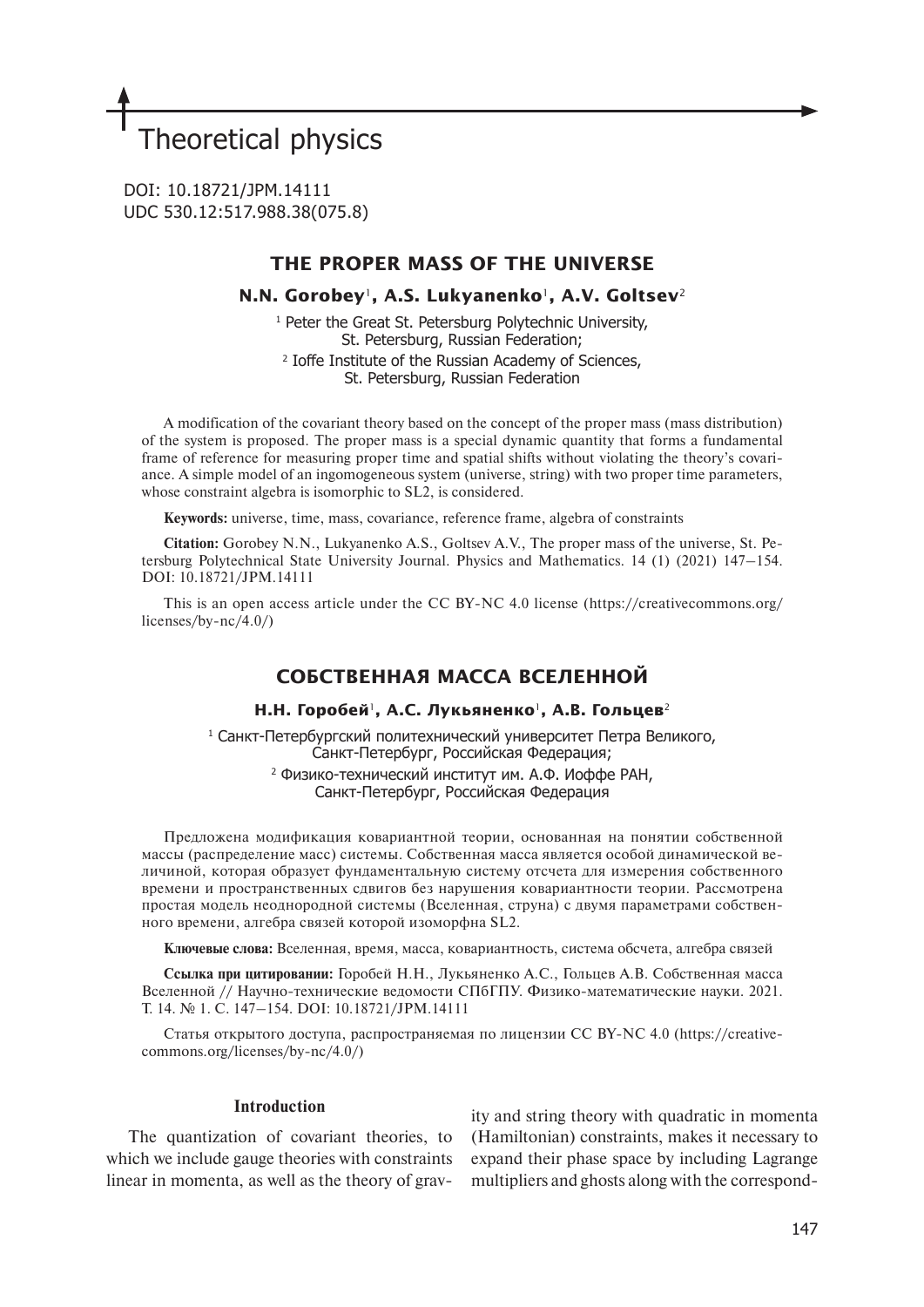# Theoretical physics

DOI: 10.18721/JPM.14111
UDC 530.12:517.988.38(075.8)

## THE PROPER MASS OF THE UNIVERSE

**N.N. Gorobey**[1], **A.S. Lukyanenko**[1], **A.V. Goltsev**[2]

[1] Peter the Great St. Petersburg Polytechnic University, St. Petersburg, Russian Federation;

[2] Ioffe Institute of the Russian Academy of Sciences, St. Petersburg, Russian Federation

A modification of the covariant theory based on the concept of the proper mass (mass distribution) of the system is proposed. The proper mass is a special dynamic quantity that forms a fundamental frame of reference for measuring proper time and spatial shifts without violating the theory's covariance. A simple model of an ingomogeneous system (universe, string) with two proper time parameters, whose constraint algebra is isomorphic to SL2, is considered.

**Keywords:** universe, time, mass, covariance, reference frame, algebra of constraints

**Citation:** Gorobey N.N., Lukyanenko A.S., Goltsev A.V., The proper mass of the universe, St. Petersburg Polytechnical State University Journal. Physics and Mathematics. 14 (1) (2021) 147–154. DOI: 10.18721/JPM.14111

This is an open access article under the CC BY-NC 4.0 license (https://creativecommons.org/licenses/by-nc/4.0/)

## СОБСТВЕННАЯ МАССА ВСЕЛЕННОЙ

**Н.Н. Горобей**[1], **А.С. Лукьяненко**[1], **А.В. Гольцев**[2]

[1] Санкт-Петербургский политехнический университет Петра Великого, Санкт-Петербург, Российская Федерация;

[2] Физико-технический институт им. А.Ф. Иоффе РАН, Санкт-Петербург, Российская Федерация

Предложена модификация ковариантной теории, основанная на понятии собственной массы (распределение масс) системы. Собственная масса является особой динамической величиной, которая образует фундаментальную систему отсчета для измерения собственного времени и пространственных сдвигов без нарушения ковариантности теории. Рассмотрена простая модель неоднородной системы (Вселенная, струна) с двумя параметрами собственного времени, алгебра связей которой изоморфна SL2.

**Ключевые слова:** Вселенная, время, масса, ковариантность, система обсчета, алгебра связей

**Ссылка при цитировании:** Горобей Н.Н., Лукьяненко А.С., Гольцев А.В. Собственная масса Вселенной // Научно-технические ведомости СПбГПУ. Физико-математические науки. 2021. Т. 14. № 1. С. 147–154. DOI: 10.18721/JPM.14111

Статья открытого доступа, распространяемая по лицензии CC BY-NC 4.0 (https://creativecommons.org/licenses/by-nc/4.0/)

### Introduction

The quantization of covariant theories, to which we include gauge theories with constraints linear in momenta, as well as the theory of gravity and string theory with quadratic in momenta (Hamiltonian) constraints, makes it necessary to expand their phase space by including Lagrange multipliers and ghosts along with the correspond-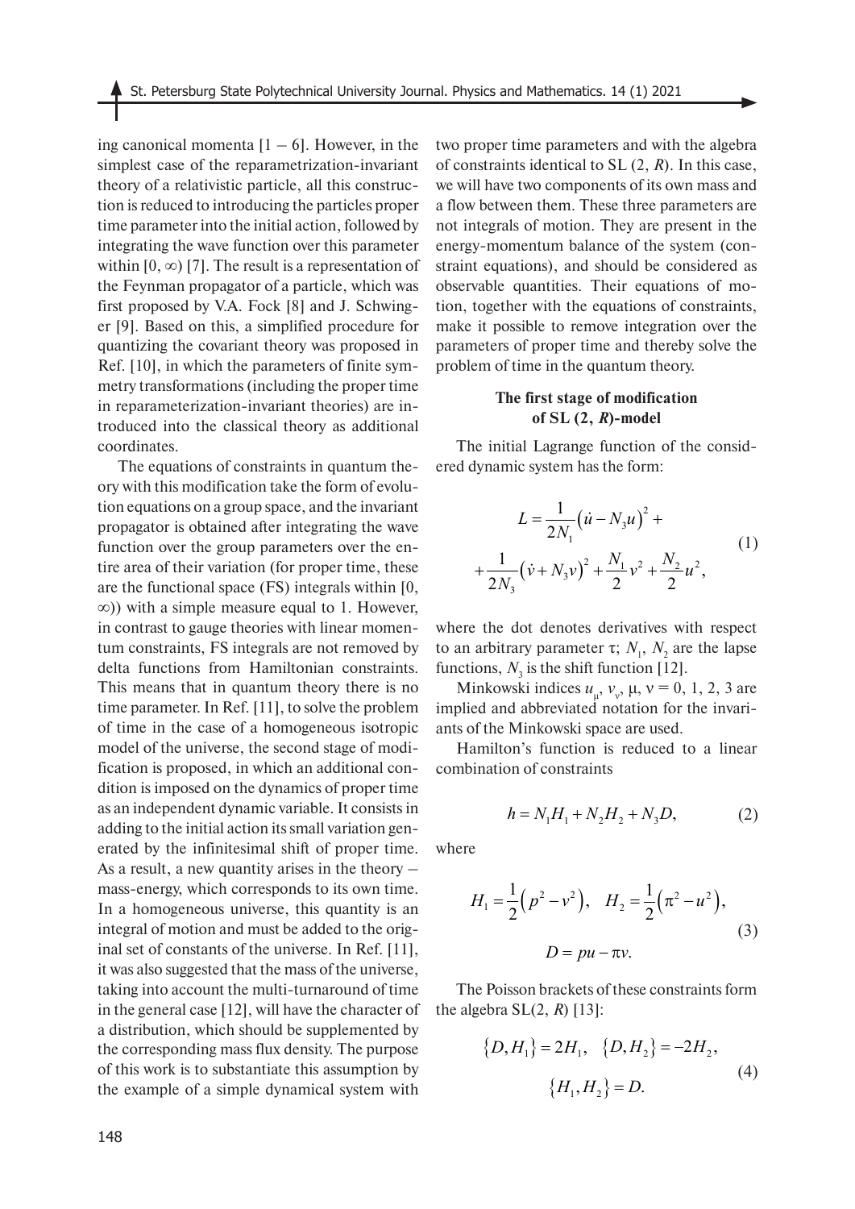ing canonical momenta [1 – 6]. However, in the simplest case of the reparametrization-invariant theory of a relativistic particle, all this construction is reduced to introducing the particles proper time parameter into the initial action, followed by integrating the wave function over this parameter within $[0, \infty)$ [7]. The result is a representation of the Feynman propagator of a particle, which was first proposed by V.A. Fock [8] and J. Schwinger [9]. Based on this, a simplified procedure for quantizing the covariant theory was proposed in Ref. [10], in which the parameters of finite symmetry transformations (including the proper time in reparameterization-invariant theories) are introduced into the classical theory as additional coordinates.

The equations of constraints in quantum theory with this modification take the form of evolution equations on a group space, and the invariant propagator is obtained after integrating the wave function over the group parameters over the entire area of their variation (for proper time, these are the functional space (FS) integrals within $[0, \infty)$) with a simple measure equal to 1. However, in contrast to gauge theories with linear momentum constraints, FS integrals are not removed by delta functions from Hamiltonian constraints. This means that in quantum theory there is no time parameter. In Ref. [11], to solve the problem of time in the case of a homogeneous isotropic model of the universe, the second stage of modification is proposed, in which an additional condition is imposed on the dynamics of proper time as an independent dynamic variable. It consists in adding to the initial action its small variation generated by the infinitesimal shift of proper time. As a result, a new quantity arises in the theory – mass-energy, which corresponds to its own time. In a homogeneous universe, this quantity is an integral of motion and must be added to the original set of constants of the universe. In Ref. [11], it was also suggested that the mass of the universe, taking into account the multi-turnaround of time in the general case [12], will have the character of a distribution, which should be supplemented by the corresponding mass flux density. The purpose of this work is to substantiate this assumption by the example of a simple dynamical system with two proper time parameters and with the algebra of constraints identical to SL (2, *R*). In this case, we will have two components of its own mass and a flow between them. These three parameters are not integrals of motion. They are present in the energy-momentum balance of the system (constraint equations), and should be considered as observable quantities. Their equations of motion, together with the equations of constraints, make it possible to remove integration over the parameters of proper time and thereby solve the problem of time in the quantum theory.

## The first stage of modification of SL (2, *R*)-model

The initial Lagrange function of the considered dynamic system has the form:

$$L = \frac{1}{2N_1}\left(\dot{u} - N_3 u\right)^2 + \\ + \frac{1}{2N_3}\left(\dot{v} + N_3 v\right)^2 + \frac{N_1}{2}v^2 + \frac{N_2}{2}u^2, \tag{1}$$

where the dot denotes derivatives with respect to an arbitrary parameter $\tau$; $N_1$, $N_2$ are the lapse functions, $N_3$ is the shift function [12].

Minkowski indices $u_\mu$, $v_\nu$, $\mu, \nu = 0, 1, 2, 3$ are implied and abbreviated notation for the invariants of the Minkowski space are used.

Hamilton's function is reduced to a linear combination of constraints

$$h = N_1 H_1 + N_2 H_2 + N_3 D, \tag{2}$$

where

$$H_1 = \frac{1}{2}\left(p^2 - v^2\right), \quad H_2 = \frac{1}{2}\left(\pi^2 - u^2\right), \\ D = pu - \pi v. \tag{3}$$

The Poisson brackets of these constraints form the algebra SL(2, *R*) [13]:

$$\{D, H_1\} = 2H_1, \quad \{D, H_2\} = -2H_2, \\ \{H_1, H_2\} = D. \tag{4}$$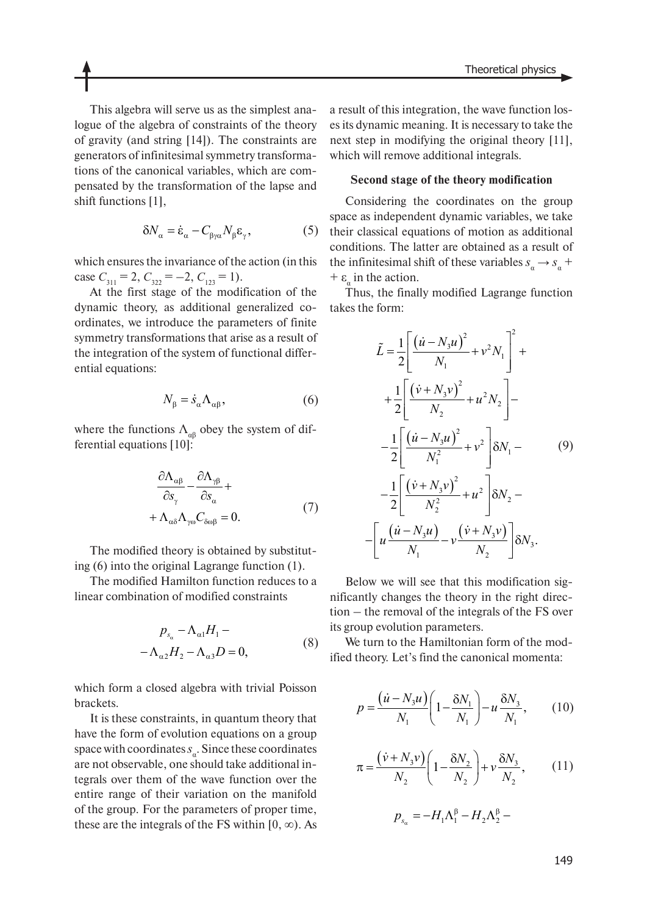This algebra will serve us as the simplest analogue of the algebra of constraints of the theory of gravity (and string [14]). The constraints are generators of infinitesimal symmetry transformations of the canonical variables, which are compensated by the transformation of the lapse and shift functions [1],

$$\delta N_{\alpha} = \dot{\varepsilon}_{\alpha} - C_{\beta\gamma\alpha} N_{\beta} \varepsilon_{\gamma}, \tag{5}$$

which ensures the invariance of the action (in this case $C_{311} = 2$, $C_{322} = -2$, $C_{123} = 1$).

At the first stage of the modification of the dynamic theory, as additional generalized coordinates, we introduce the parameters of finite symmetry transformations that arise as a result of the integration of the system of functional differential equations:

$$N_{\beta} = \dot{s}_{\alpha} \Lambda_{\alpha\beta}, \tag{6}$$

where the functions $\Lambda_{\alpha\beta}$ obey the system of differential equations [10]:

$$\frac{\partial \Lambda_{\alpha\beta}}{\partial s_{\gamma}} - \frac{\partial \Lambda_{\gamma\beta}}{\partial s_{\alpha}} + \Lambda_{\alpha\delta} \Lambda_{\gamma\omega} C_{\delta\omega\beta} = 0. \tag{7}$$

The modified theory is obtained by substituting (6) into the original Lagrange function (1).

The modified Hamilton function reduces to a linear combination of modified constraints

$$p_{s_{\alpha}} - \Lambda_{\alpha 1} H_1 - \Lambda_{\alpha 2} H_2 - \Lambda_{\alpha 3} D = 0, \tag{8}$$

which form a closed algebra with trivial Poisson brackets.

It is these constraints, in quantum theory that have the form of evolution equations on a group space with coordinates $s_{\alpha}$. Since these coordinates are not observable, one should take additional integrals over them of the wave function over the entire range of their variation on the manifold of the group. For the parameters of proper time, these are the integrals of the FS within $[0, \infty)$. As a result of this integration, the wave function loses its dynamic meaning. It is necessary to take the next step in modifying the original theory [11], which will remove additional integrals.

**Second stage of the theory modification**

Considering the coordinates on the group space as independent dynamic variables, we take their classical equations of motion as additional conditions. The latter are obtained as a result of the infinitesimal shift of these variables $s_{\alpha} \to s_{\alpha} + \varepsilon_{\alpha}$ in the action.

Thus, the finally modified Lagrange function takes the form:

$$\begin{aligned} \tilde{L} = & \frac{1}{2}\left[\frac{(\dot{u} - N_3 u)^2}{N_1} + v^2 N_1\right]^2 + \\ & + \frac{1}{2}\left[\frac{(\dot{v} + N_3 v)^2}{N_2} + u^2 N_2\right] - \\ & - \frac{1}{2}\left[\frac{(\dot{u} - N_3 u)^2}{N_1^2} + v^2\right]\delta N_1 - \\ & - \frac{1}{2}\left[\frac{(\dot{v} + N_3 v)^2}{N_2^2} + u^2\right]\delta N_2 - \\ & - \left[u\frac{(\dot{u} - N_3 u)}{N_1} - v\frac{(\dot{v} + N_3 v)}{N_2}\right]\delta N_3. \end{aligned} \tag{9}$$

Below we will see that this modification significantly changes the theory in the right direction – the removal of the integrals of the FS over its group evolution parameters.

We turn to the Hamiltonian form of the modified theory. Let's find the canonical momenta:

$$p = \frac{(\dot{u} - N_3 u)}{N_1}\left(1 - \frac{\delta N_1}{N_1}\right) - u\frac{\delta N_3}{N_1}, \tag{10}$$

$$\pi = \frac{(\dot{v} + N_3 v)}{N_2}\left(1 - \frac{\delta N_2}{N_2}\right) + v\frac{\delta N_3}{N_2}, \tag{11}$$

$$p_{s_{\alpha}} = -H_1 \Lambda_1^{\beta} - H_2 \Lambda_2^{\beta} -$$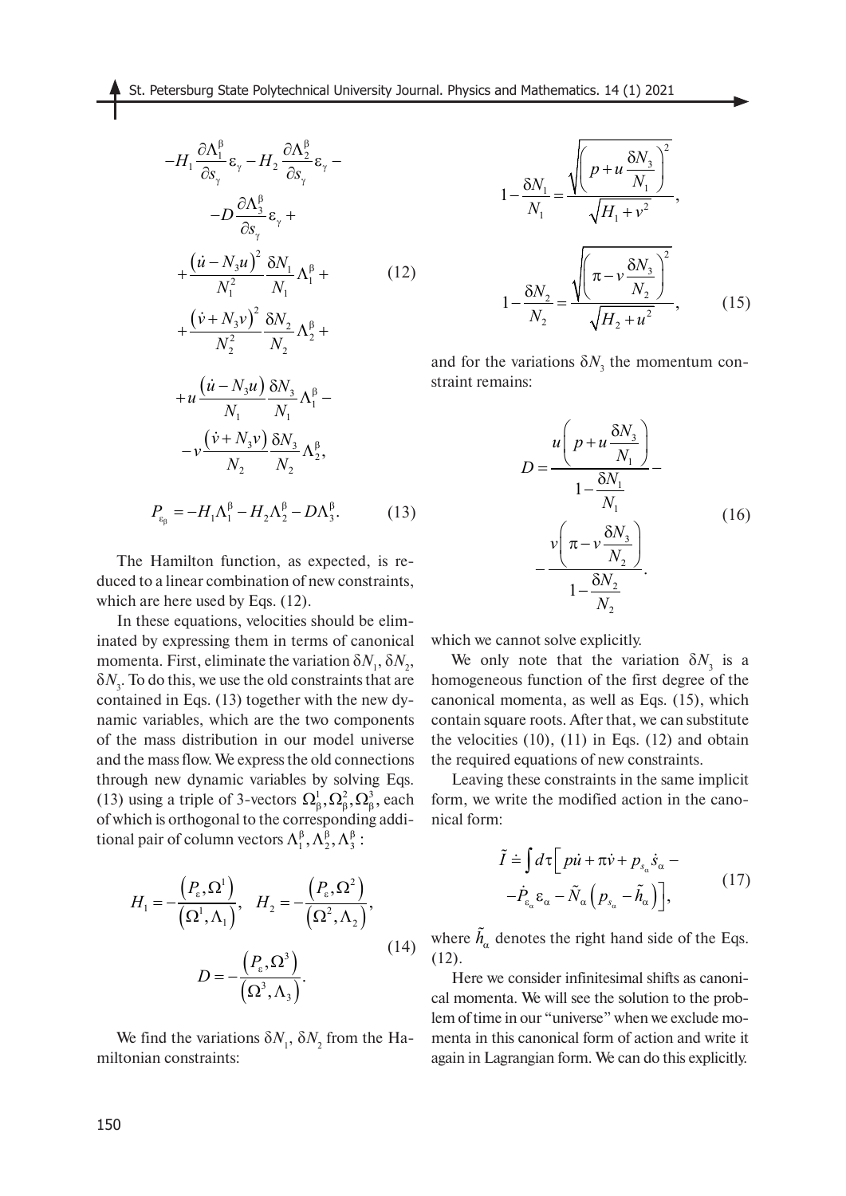$$
-H_1 \frac{\partial \Lambda_1^\beta}{\partial s_\gamma} \varepsilon_\gamma - H_2 \frac{\partial \Lambda_2^\beta}{\partial s_\gamma} \varepsilon_\gamma - 
$$

$$
-D \frac{\partial \Lambda_3^\beta}{\partial s_\gamma} \varepsilon_\gamma +
$$

$$
+\frac{\left(\dot{u} - N_3 u\right)^2}{N_1^2} \frac{\delta N_1}{N_1} \Lambda_1^\beta + \tag{12}
$$

$$
+\frac{\left(\dot{v} + N_3 v\right)^2}{N_2^2} \frac{\delta N_2}{N_2} \Lambda_2^\beta +
$$

$$
+u \frac{\left(\dot{u} - N_3 u\right)}{N_1} \frac{\delta N_3}{N_1} \Lambda_1^\beta -
$$

$$
-v \frac{\left(\dot{v} + N_3 v\right)}{N_2} \frac{\delta N_3}{N_2} \Lambda_2^\beta,
$$

$$
P_{\varepsilon_\beta} = -H_1 \Lambda_1^\beta - H_2 \Lambda_2^\beta - D \Lambda_3^\beta. \tag{13}
$$

The Hamilton function, as expected, is reduced to a linear combination of new constraints, which are here used by Eqs. (12).

In these equations, velocities should be eliminated by expressing them in terms of canonical momenta. First, eliminate the variation $\delta N_1$, $\delta N_2$, $\delta N_3$. To do this, we use the old constraints that are contained in Eqs. (13) together with the new dynamic variables, which are the two components of the mass distribution in our model universe and the mass flow. We express the old connections through new dynamic variables by solving Eqs. (13) using a triple of 3-vectors $\Omega_\beta^1, \Omega_\beta^2, \Omega_\beta^3$, each of which is orthogonal to the corresponding additional pair of column vectors $\Lambda_1^\beta, \Lambda_2^\beta, \Lambda_3^\beta$:

$$
H_1 = -\frac{\left(P_\varepsilon, \Omega^1\right)}{\left(\Omega^1, \Lambda_1\right)}, \quad H_2 = -\frac{\left(P_\varepsilon, \Omega^2\right)}{\left(\Omega^2, \Lambda_2\right)},
$$

$$
D = -\frac{\left(P_\varepsilon, \Omega^3\right)}{\left(\Omega^3, \Lambda_3\right)}. \tag{14}
$$

We find the variations $\delta N_1$, $\delta N_2$ from the Hamiltonian constraints:

$$
1 - \frac{\delta N_1}{N_1} = \frac{\sqrt{\left(p + u \dfrac{\delta N_3}{N_1}\right)^2}}{\sqrt{H_1 + v^2}},
$$

$$
1 - \frac{\delta N_2}{N_2} = \frac{\sqrt{\left(\pi - v \dfrac{\delta N_3}{N_2}\right)^2}}{\sqrt{H_2 + u^2}}, \tag{15}
$$

and for the variations $\delta N_3$ the momentum constraint remains:

$$
D = \frac{u\left(p + u \dfrac{\delta N_3}{N_1}\right)}{1 - \dfrac{\delta N_1}{N_1}} - \frac{v\left(\pi - v \dfrac{\delta N_3}{N_2}\right)}{1 - \dfrac{\delta N_2}{N_2}}. \tag{16}
$$

which we cannot solve explicitly.

We only note that the variation $\delta N_3$ is a homogeneous function of the first degree of the canonical momenta, as well as Eqs. (15), which contain square roots. After that, we can substitute the velocities (10), (11) in Eqs. (12) and obtain the required equations of new constraints.

Leaving these constraints in the same implicit form, we write the modified action in the canonical form:

$$
\tilde{I} \doteq \int d\tau \Big[ p\dot{u} + \pi\dot{v} + p_{s_\alpha} \dot{s}_\alpha - 
$$

$$
-\dot{P}_{\varepsilon_\alpha} \varepsilon_\alpha - \tilde{N}_\alpha \left( p_{s_\alpha} - \tilde{h}_\alpha \right) \Big], \tag{17}
$$

where $\tilde{h}_\alpha$ denotes the right hand side of the Eqs. (12).

Here we consider infinitesimal shifts as canonical momenta. We will see the solution to the problem of time in our "universe" when we exclude momenta in this canonical form of action and write it again in Lagrangian form. We can do this explicitly.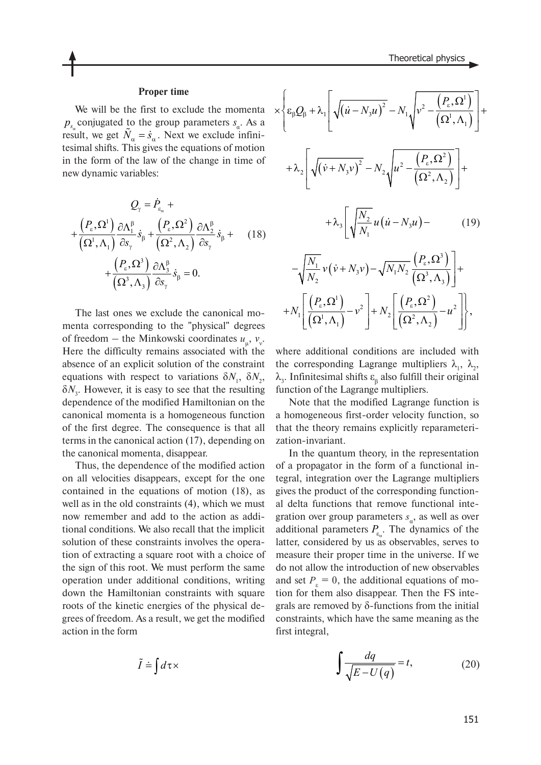### Proper time

We will be the first to exclude the momenta $p_{s_\alpha}$ conjugated to the group parameters $s_\alpha$. As a result, we get $\tilde{N}_\alpha = \dot{s}_\alpha$. Next we exclude infinitesimal shifts. This gives the equations of motion in the form of the law of the change in time of new dynamic variables:

$$Q_\gamma = \dot{P}_{\varepsilon_\alpha} + \frac{\left(P_\varepsilon, \Omega^1\right)}{\left(\Omega^1, \Lambda_1\right)} \frac{\partial \Lambda_1^\beta}{\partial s_\gamma} \dot{s}_\beta + \frac{\left(P_\varepsilon, \Omega^2\right)}{\left(\Omega^2, \Lambda_2\right)} \frac{\partial \Lambda_2^\beta}{\partial s_\gamma} \dot{s}_\beta + \frac{\left(P_\varepsilon, \Omega^3\right)}{\left(\Omega^3, \Lambda_3\right)} \frac{\partial \Lambda_3^\beta}{\partial s_\gamma} \dot{s}_\beta = 0. \tag{18}$$

The last ones we exclude the canonical momenta corresponding to the "physical" degrees of freedom – the Minkowski coordinates $u_\mu$, $v_\nu$. Here the difficulty remains associated with the absence of an explicit solution of the constraint equations with respect to variations $\delta N_1$, $\delta N_2$, $\delta N_3$. However, it is easy to see that the resulting dependence of the modified Hamiltonian on the canonical momenta is a homogeneous function of the first degree. The consequence is that all terms in the canonical action (17), depending on the canonical momenta, disappear.

Thus, the dependence of the modified action on all velocities disappears, except for the one contained in the equations of motion (18), as well as in the old constraints (4), which we must now remember and add to the action as additional conditions. We also recall that the implicit solution of these constraints involves the operation of extracting a square root with a choice of the sign of this root. We must perform the same operation under additional conditions, writing down the Hamiltonian constraints with square roots of the kinetic energies of the physical degrees of freedom. As a result, we get the modified action in the form

$$\tilde{I} \doteq \int d\tau \times \left\{ \varepsilon_\beta Q_\beta + \lambda_1 \left[ \sqrt{\left(\dot{u} - N_3 u\right)^2} - N_1 \sqrt{v^2 - \frac{\left(P_\varepsilon, \Omega^1\right)}{\left(\Omega^1, \Lambda_1\right)}} \right] + \lambda_2 \left[ \sqrt{\left(\dot{v} + N_3 v\right)^2} - N_2 \sqrt{u^2 - \frac{\left(P_\varepsilon, \Omega^2\right)}{\left(\Omega^2, \Lambda_2\right)}} \right] + \lambda_3 \left[ \sqrt{\frac{N_2}{N_1}} u\left(\dot{u} - N_3 u\right) - \sqrt{\frac{N_1}{N_2}} v\left(\dot{v} + N_3 v\right) - \sqrt{N_1 N_2} \frac{\left(P_\varepsilon, \Omega^3\right)}{\left(\Omega^3, \Lambda_3\right)} \right] + N_1 \left[ \frac{\left(P_\varepsilon, \Omega^1\right)}{\left(\Omega^1, \Lambda_1\right)} - v^2 \right] + N_2 \left[ \frac{\left(P_\varepsilon, \Omega^2\right)}{\left(\Omega^2, \Lambda_2\right)} - u^2 \right] \right\}, \tag{19}$$

where additional conditions are included with the corresponding Lagrange multipliers $\lambda_1$, $\lambda_2$, $\lambda_3$. Infinitesimal shifts $\varepsilon_\beta$ also fulfill their original function of the Lagrange multipliers.

Note that the modified Lagrange function is a homogeneous first-order velocity function, so that the theory remains explicitly reparameterization-invariant.

In the quantum theory, in the representation of a propagator in the form of a functional integral, integration over the Lagrange multipliers gives the product of the corresponding functional delta functions that remove functional integration over group parameters $s_\alpha$, as well as over additional parameters $P_{\varepsilon_\alpha}$. The dynamics of the latter, considered by us as observables, serves to measure their proper time in the universe. If we do not allow the introduction of new observables and set $P_\varepsilon = 0$, the additional equations of motion for them also disappear. Then the FS integrals are removed by $\delta$-functions from the initial constraints, which have the same meaning as the first integral,

$$\int \frac{dq}{\sqrt{E - U(q)}} = t, \tag{20}$$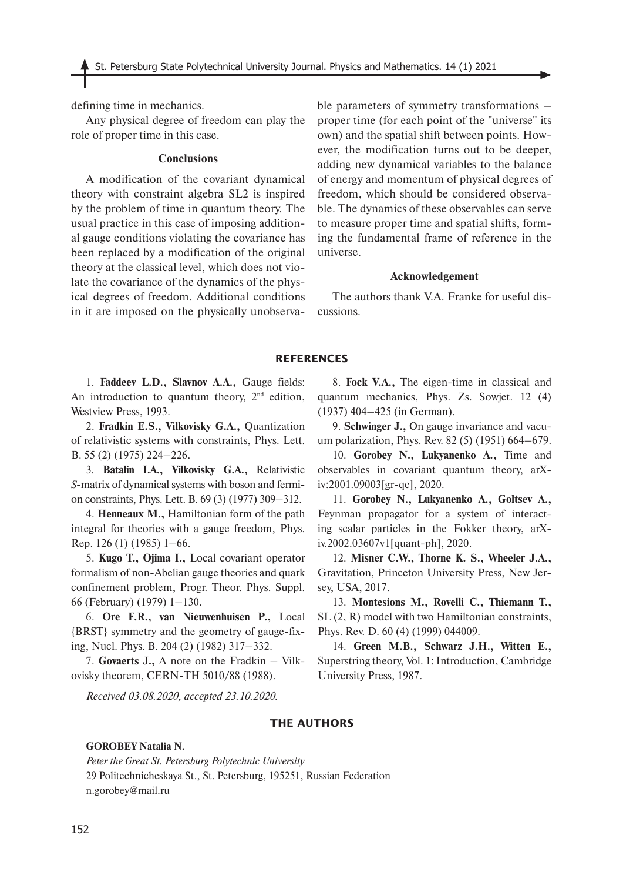defining time in mechanics.

Any physical degree of freedom can play the role of proper time in this case.

### Conclusions

A modification of the covariant dynamical theory with constraint algebra SL2 is inspired by the problem of time in quantum theory. The usual practice in this case of imposing additional gauge conditions violating the covariance has been replaced by a modification of the original theory at the classical level, which does not violate the covariance of the dynamics of the physical degrees of freedom. Additional conditions in it are imposed on the physically unobservable parameters of symmetry transformations – proper time (for each point of the "universe" its own) and the spatial shift between points. However, the modification turns out to be deeper, adding new dynamical variables to the balance of energy and momentum of physical degrees of freedom, which should be considered observable. The dynamics of these observables can serve to measure proper time and spatial shifts, forming the fundamental frame of reference in the universe.

### Acknowledgement

The authors thank V.A. Franke for useful discussions.

## REFERENCES

1. **Faddeev L.D., Slavnov A.A.,** Gauge fields: An introduction to quantum theory, 2nd edition, Westview Press, 1993.

2. **Fradkin E.S., Vilkovisky G.A.,** Quantization of relativistic systems with constraints, Phys. Lett. B. 55 (2) (1975) 224–226.

3. **Batalin I.A., Vilkovisky G.A.,** Relativistic *S*-matrix of dynamical systems with boson and fermion constraints, Phys. Lett. B. 69 (3) (1977) 309–312.

4. **Henneaux M.,** Hamiltonian form of the path integral for theories with a gauge freedom, Phys. Rep. 126 (1) (1985) 1–66.

5. **Kugo T., Ojima I.,** Local covariant operator formalism of non-Abelian gauge theories and quark confinement problem, Progr. Theor. Phys. Suppl. 66 (February) (1979) 1–130.

6. **Ore F.R., van Nieuwenhuisen P.,** Local {BRST} symmetry and the geometry of gauge-fixing, Nucl. Phys. B. 204 (2) (1982) 317–332.

7. **Govaerts J.,** A note on the Fradkin – Vilkovisky theorem, CERN-TH 5010/88 (1988).

8. **Fock V.A.,** The eigen-time in classical and quantum mechanics, Phys. Zs. Sowjet. 12 (4) (1937) 404–425 (in German).

9. **Schwinger J.,** On gauge invariance and vacuum polarization, Phys. Rev. 82 (5) (1951) 664–679.

10. **Gorobey N., Lukyanenko A.,** Time and observables in covariant quantum theory, arXiv:2001.09003[gr-qc], 2020.

11. **Gorobey N., Lukyanenko A., Goltsev A.,** Feynman propagator for a system of interacting scalar particles in the Fokker theory, arXiv.2002.03607v1[quant-ph], 2020.

12. **Misner C.W., Thorne K. S., Wheeler J.A.,** Gravitation, Princeton University Press, New Jersey, USA, 2017.

13. **Montesions M., Rovelli C., Thiemann T.,** SL (2, R) model with two Hamiltonian constraints, Phys. Rev. D. 60 (4) (1999) 044009.

14. **Green M.B., Schwarz J.H., Witten E.,** Superstring theory, Vol. 1: Introduction, Cambridge University Press, 1987.

*Received 03.08.2020, accepted 23.10.2020.*

## THE AUTHORS

**GOROBEY Natalia N.**

*Peter the Great St. Petersburg Polytechnic University*

29 Politechnicheskaya St., St. Petersburg, 195251, Russian Federation

n.gorobey@mail.ru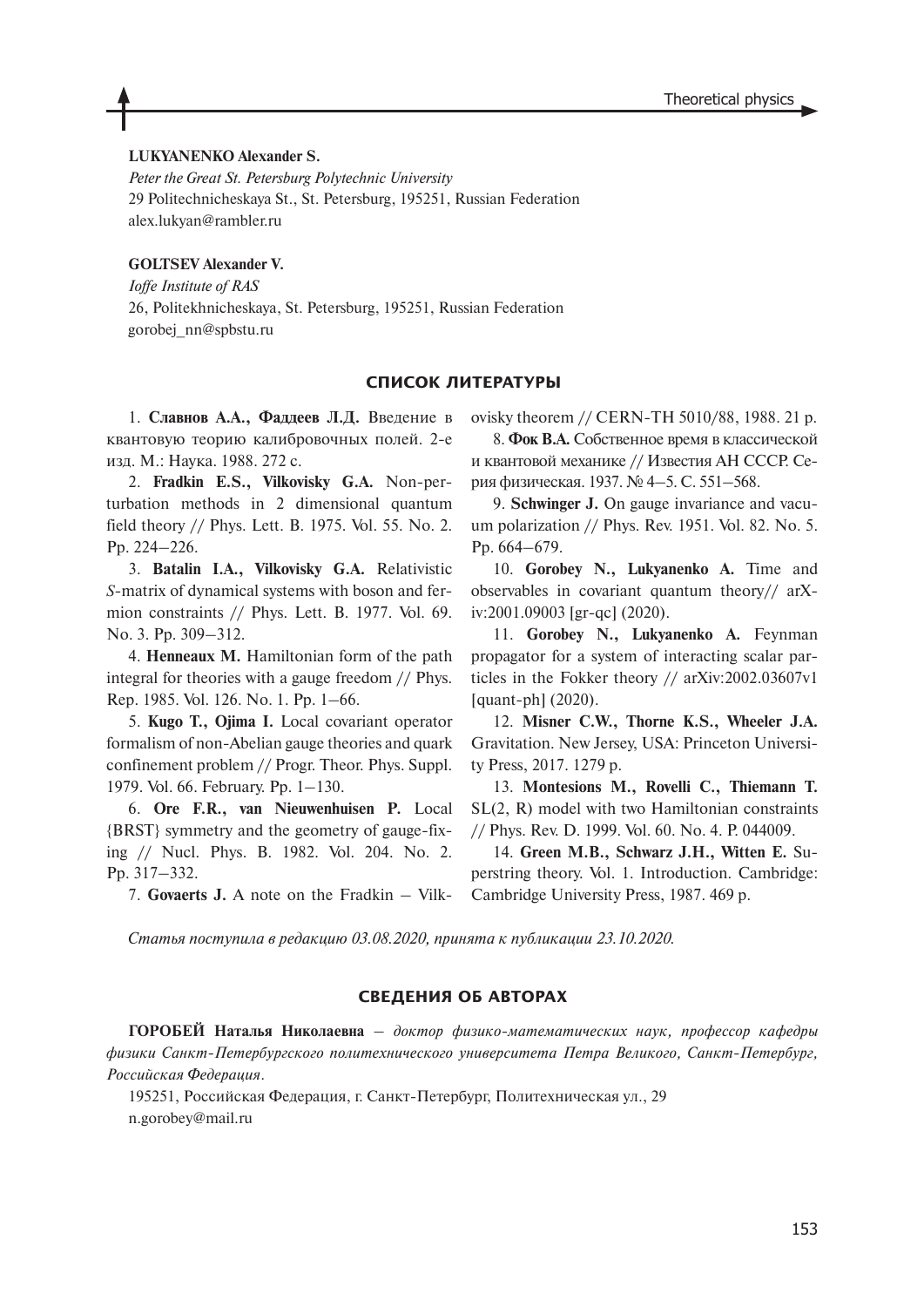**LUKYANENKO Alexander S.**

*Peter the Great St. Petersburg Polytechnic University*

29 Politechnicheskaya St., St. Petersburg, 195251, Russian Federation

alex.lukyan@rambler.ru

**GOLTSEV Alexander V.**

*Ioffe Institute of RAS*

26, Politekhnicheskaya, St. Petersburg, 195251, Russian Federation

gorobej_nn@spbstu.ru

## СПИСОК ЛИТЕРАТУРЫ

1. **Славнов А.А., Фаддеев Л.Д.** Введение в квантовую теорию калибровочных полей. 2-е изд. М.: Наука. 1988. 272 с.

2. **Fradkin E.S., Vilkovisky G.A.** Non-perturbation methods in 2 dimensional quantum field theory // Phys. Lett. B. 1975. Vol. 55. No. 2. Pp. 224–226.

3. **Batalin I.A., Vilkovisky G.A.** Relativistic *S*-matrix of dynamical systems with boson and fermion constraints // Phys. Lett. B. 1977. Vol. 69. No. 3. Pp. 309–312.

4. **Henneaux M.** Hamiltonian form of the path integral for theories with a gauge freedom // Phys. Rep. 1985. Vol. 126. No. 1. Pp. 1–66.

5. **Kugo T., Ojima I.** Local covariant operator formalism of non-Abelian gauge theories and quark confinement problem // Progr. Theor. Phys. Suppl. 1979. Vol. 66. February. Pp. 1–130.

6. **Ore F.R., van Nieuwenhuisen P.** Local {BRST} symmetry and the geometry of gauge-fixing // Nucl. Phys. B. 1982. Vol. 204. No. 2. Pp. 317–332.

7. **Govaerts J.** A note on the Fradkin – Vilkovisky theorem // CERN-TH 5010/88, 1988. 21 p.

8. **Фок В.А.** Собственное время в классической и квантовой механике // Известия АН СССР. Серия физическая. 1937. № 4–5. С. 551–568.

9. **Schwinger J.** On gauge invariance and vacuum polarization // Phys. Rev. 1951. Vol. 82. No. 5. Pp. 664–679.

10. **Gorobey N., Lukyanenko A.** Time and observables in covariant quantum theory// arXiv:2001.09003 [gr-qc] (2020).

11. **Gorobey N., Lukyanenko A.** Feynman propagator for a system of interacting scalar particles in the Fokker theory // arXiv:2002.03607v1 [quant-ph] (2020).

12. **Misner C.W., Thorne K.S., Wheeler J.A.** Gravitation. New Jersey, USA: Princeton University Press, 2017. 1279 p.

13. **Montesions M., Rovelli C., Thiemann T.** SL(2, R) model with two Hamiltonian constraints // Phys. Rev. D. 1999. Vol. 60. No. 4. P. 044009.

14. **Green M.B., Schwarz J.H., Witten E.** Superstring theory. Vol. 1. Introduction. Cambridge: Cambridge University Press, 1987. 469 p.

*Статья поступила в редакцию 03.08.2020, принята к публикации 23.10.2020.*

## СВЕДЕНИЯ ОБ АВТОРАХ

**ГОРОБЕЙ Наталья Николаевна** – *доктор физико-математических наук, профессор кафедры физики Санкт-Петербургского политехнического университета Петра Великого, Санкт-Петербург, Российская Федерация*.

195251, Российская Федерация, г. Санкт-Петербург, Политехническая ул., 29

n.gorobey@mail.ru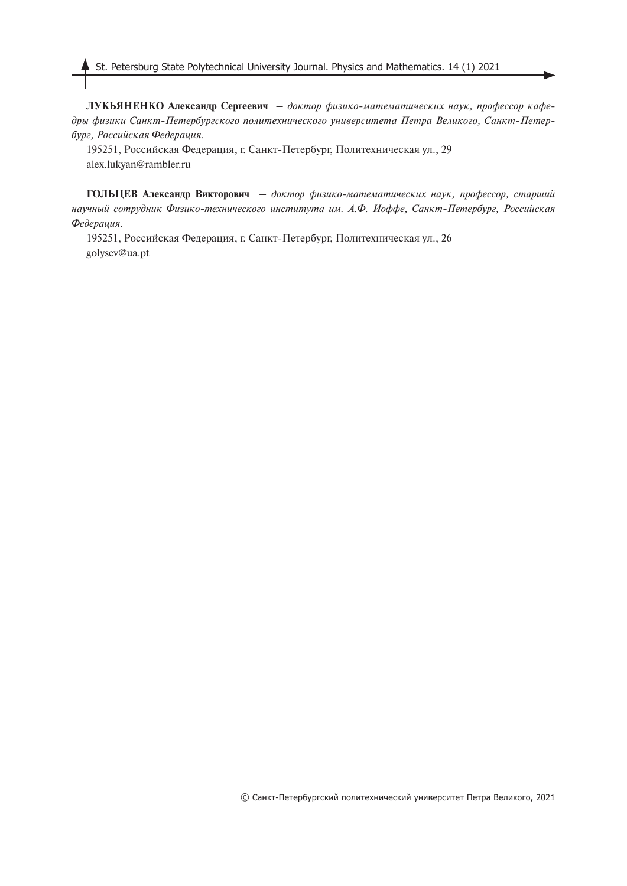**ЛУКЬЯНЕНКО Александр Сергеевич** – *доктор физико-математических наук, профессор кафедры физики Санкт-Петербургского политехнического университета Петра Великого, Санкт-Петербург, Российская Федерация.*

195251, Российская Федерация, г. Санкт-Петербург, Политехническая ул., 29
alex.lukyan@rambler.ru

**ГОЛЬЦЕВ Александр Викторович** – *доктор физико-математических наук, профессор, старший научный сотрудник Физико-технического института им. А.Ф. Иоффе, Санкт-Петербург, Российская Федерация.*

195251, Российская Федерация, г. Санкт-Петербург, Политехническая ул., 26
golysev@ua.pt

© Санкт-Петербургский политехнический университет Петра Великого, 2021